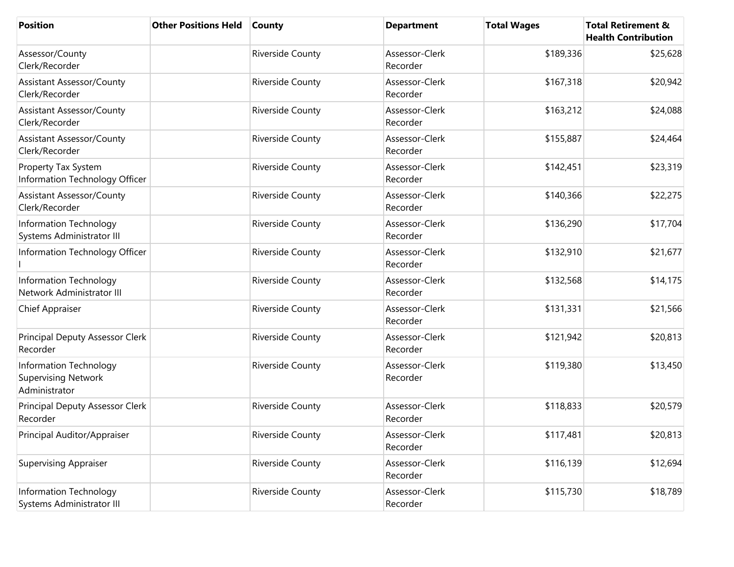| Position | Other Positions Held | County | Department | Total Wages | Total Retirement & Health Contribution |
| --- | --- | --- | --- | --- | --- |
| Assessor/County Clerk/Recorder | | Riverside County | Assessor-Clerk Recorder | $189,336 | $25,628 |
| Assistant Assessor/County Clerk/Recorder | | Riverside County | Assessor-Clerk Recorder | $167,318 | $20,942 |
| Assistant Assessor/County Clerk/Recorder | | Riverside County | Assessor-Clerk Recorder | $163,212 | $24,088 |
| Assistant Assessor/County Clerk/Recorder | | Riverside County | Assessor-Clerk Recorder | $155,887 | $24,464 |
| Property Tax System Information Technology Officer | | Riverside County | Assessor-Clerk Recorder | $142,451 | $23,319 |
| Assistant Assessor/County Clerk/Recorder | | Riverside County | Assessor-Clerk Recorder | $140,366 | $22,275 |
| Information Technology Systems Administrator III | | Riverside County | Assessor-Clerk Recorder | $136,290 | $17,704 |
| Information Technology Officer I | | Riverside County | Assessor-Clerk Recorder | $132,910 | $21,677 |
| Information Technology Network Administrator III | | Riverside County | Assessor-Clerk Recorder | $132,568 | $14,175 |
| Chief Appraiser | | Riverside County | Assessor-Clerk Recorder | $131,331 | $21,566 |
| Principal Deputy Assessor Clerk Recorder | | Riverside County | Assessor-Clerk Recorder | $121,942 | $20,813 |
| Information Technology Supervising Network Administrator | | Riverside County | Assessor-Clerk Recorder | $119,380 | $13,450 |
| Principal Deputy Assessor Clerk Recorder | | Riverside County | Assessor-Clerk Recorder | $118,833 | $20,579 |
| Principal Auditor/Appraiser | | Riverside County | Assessor-Clerk Recorder | $117,481 | $20,813 |
| Supervising Appraiser | | Riverside County | Assessor-Clerk Recorder | $116,139 | $12,694 |
| Information Technology Systems Administrator III | | Riverside County | Assessor-Clerk Recorder | $115,730 | $18,789 |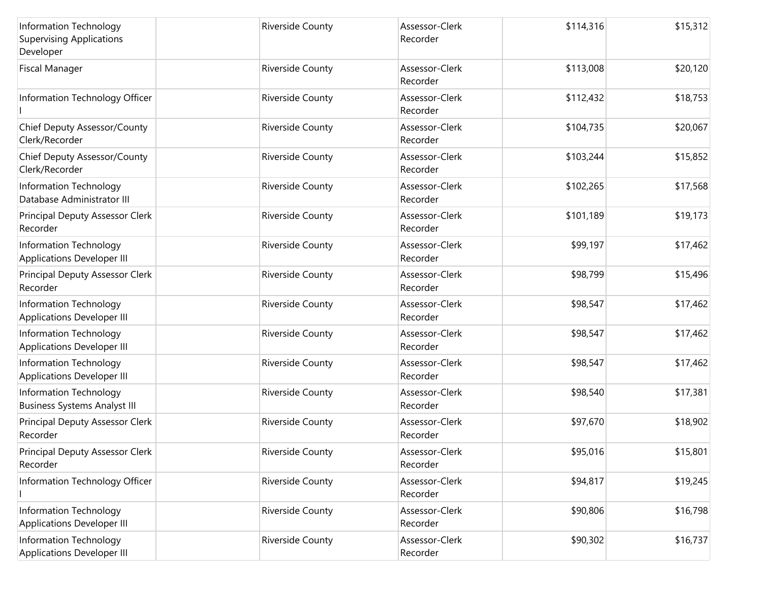| | | | | | |
|---|---|---|---|---|---|
| Information Technology Supervising Applications Developer | | Riverside County | Assessor-Clerk Recorder | $114,316 | $15,312 |
| Fiscal Manager | | Riverside County | Assessor-Clerk Recorder | $113,008 | $20,120 |
| Information Technology Officer I | | Riverside County | Assessor-Clerk Recorder | $112,432 | $18,753 |
| Chief Deputy Assessor/County Clerk/Recorder | | Riverside County | Assessor-Clerk Recorder | $104,735 | $20,067 |
| Chief Deputy Assessor/County Clerk/Recorder | | Riverside County | Assessor-Clerk Recorder | $103,244 | $15,852 |
| Information Technology Database Administrator III | | Riverside County | Assessor-Clerk Recorder | $102,265 | $17,568 |
| Principal Deputy Assessor Clerk Recorder | | Riverside County | Assessor-Clerk Recorder | $101,189 | $19,173 |
| Information Technology Applications Developer III | | Riverside County | Assessor-Clerk Recorder | $99,197 | $17,462 |
| Principal Deputy Assessor Clerk Recorder | | Riverside County | Assessor-Clerk Recorder | $98,799 | $15,496 |
| Information Technology Applications Developer III | | Riverside County | Assessor-Clerk Recorder | $98,547 | $17,462 |
| Information Technology Applications Developer III | | Riverside County | Assessor-Clerk Recorder | $98,547 | $17,462 |
| Information Technology Applications Developer III | | Riverside County | Assessor-Clerk Recorder | $98,547 | $17,462 |
| Information Technology Business Systems Analyst III | | Riverside County | Assessor-Clerk Recorder | $98,540 | $17,381 |
| Principal Deputy Assessor Clerk Recorder | | Riverside County | Assessor-Clerk Recorder | $97,670 | $18,902 |
| Principal Deputy Assessor Clerk Recorder | | Riverside County | Assessor-Clerk Recorder | $95,016 | $15,801 |
| Information Technology Officer I | | Riverside County | Assessor-Clerk Recorder | $94,817 | $19,245 |
| Information Technology Applications Developer III | | Riverside County | Assessor-Clerk Recorder | $90,806 | $16,798 |
| Information Technology Applications Developer III | | Riverside County | Assessor-Clerk Recorder | $90,302 | $16,737 |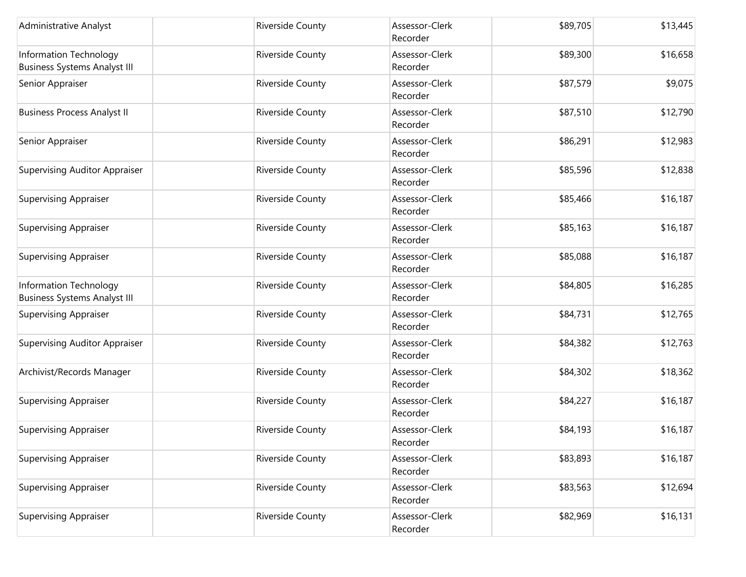| | | | | | |
|---|---|---|---|---|---|
| Administrative Analyst | | Riverside County | Assessor-Clerk Recorder | $89,705 | $13,445 |
| Information Technology Business Systems Analyst III | | Riverside County | Assessor-Clerk Recorder | $89,300 | $16,658 |
| Senior Appraiser | | Riverside County | Assessor-Clerk Recorder | $87,579 | $9,075 |
| Business Process Analyst II | | Riverside County | Assessor-Clerk Recorder | $87,510 | $12,790 |
| Senior Appraiser | | Riverside County | Assessor-Clerk Recorder | $86,291 | $12,983 |
| Supervising Auditor Appraiser | | Riverside County | Assessor-Clerk Recorder | $85,596 | $12,838 |
| Supervising Appraiser | | Riverside County | Assessor-Clerk Recorder | $85,466 | $16,187 |
| Supervising Appraiser | | Riverside County | Assessor-Clerk Recorder | $85,163 | $16,187 |
| Supervising Appraiser | | Riverside County | Assessor-Clerk Recorder | $85,088 | $16,187 |
| Information Technology Business Systems Analyst III | | Riverside County | Assessor-Clerk Recorder | $84,805 | $16,285 |
| Supervising Appraiser | | Riverside County | Assessor-Clerk Recorder | $84,731 | $12,765 |
| Supervising Auditor Appraiser | | Riverside County | Assessor-Clerk Recorder | $84,382 | $12,763 |
| Archivist/Records Manager | | Riverside County | Assessor-Clerk Recorder | $84,302 | $18,362 |
| Supervising Appraiser | | Riverside County | Assessor-Clerk Recorder | $84,227 | $16,187 |
| Supervising Appraiser | | Riverside County | Assessor-Clerk Recorder | $84,193 | $16,187 |
| Supervising Appraiser | | Riverside County | Assessor-Clerk Recorder | $83,893 | $16,187 |
| Supervising Appraiser | | Riverside County | Assessor-Clerk Recorder | $83,563 | $12,694 |
| Supervising Appraiser | | Riverside County | Assessor-Clerk Recorder | $82,969 | $16,131 |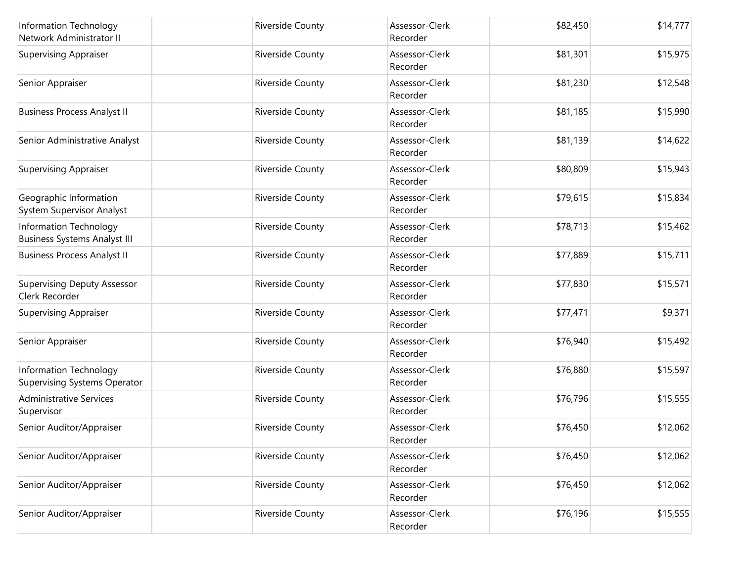| | | | | | |
|---|---|---|---|---|---|
| Information Technology Network Administrator II | | Riverside County | Assessor-Clerk Recorder | $82,450 | $14,777 |
| Supervising Appraiser | | Riverside County | Assessor-Clerk Recorder | $81,301 | $15,975 |
| Senior Appraiser | | Riverside County | Assessor-Clerk Recorder | $81,230 | $12,548 |
| Business Process Analyst II | | Riverside County | Assessor-Clerk Recorder | $81,185 | $15,990 |
| Senior Administrative Analyst | | Riverside County | Assessor-Clerk Recorder | $81,139 | $14,622 |
| Supervising Appraiser | | Riverside County | Assessor-Clerk Recorder | $80,809 | $15,943 |
| Geographic Information System Supervisor Analyst | | Riverside County | Assessor-Clerk Recorder | $79,615 | $15,834 |
| Information Technology Business Systems Analyst III | | Riverside County | Assessor-Clerk Recorder | $78,713 | $15,462 |
| Business Process Analyst II | | Riverside County | Assessor-Clerk Recorder | $77,889 | $15,711 |
| Supervising Deputy Assessor Clerk Recorder | | Riverside County | Assessor-Clerk Recorder | $77,830 | $15,571 |
| Supervising Appraiser | | Riverside County | Assessor-Clerk Recorder | $77,471 | $9,371 |
| Senior Appraiser | | Riverside County | Assessor-Clerk Recorder | $76,940 | $15,492 |
| Information Technology Supervising Systems Operator | | Riverside County | Assessor-Clerk Recorder | $76,880 | $15,597 |
| Administrative Services Supervisor | | Riverside County | Assessor-Clerk Recorder | $76,796 | $15,555 |
| Senior Auditor/Appraiser | | Riverside County | Assessor-Clerk Recorder | $76,450 | $12,062 |
| Senior Auditor/Appraiser | | Riverside County | Assessor-Clerk Recorder | $76,450 | $12,062 |
| Senior Auditor/Appraiser | | Riverside County | Assessor-Clerk Recorder | $76,450 | $12,062 |
| Senior Auditor/Appraiser | | Riverside County | Assessor-Clerk Recorder | $76,196 | $15,555 |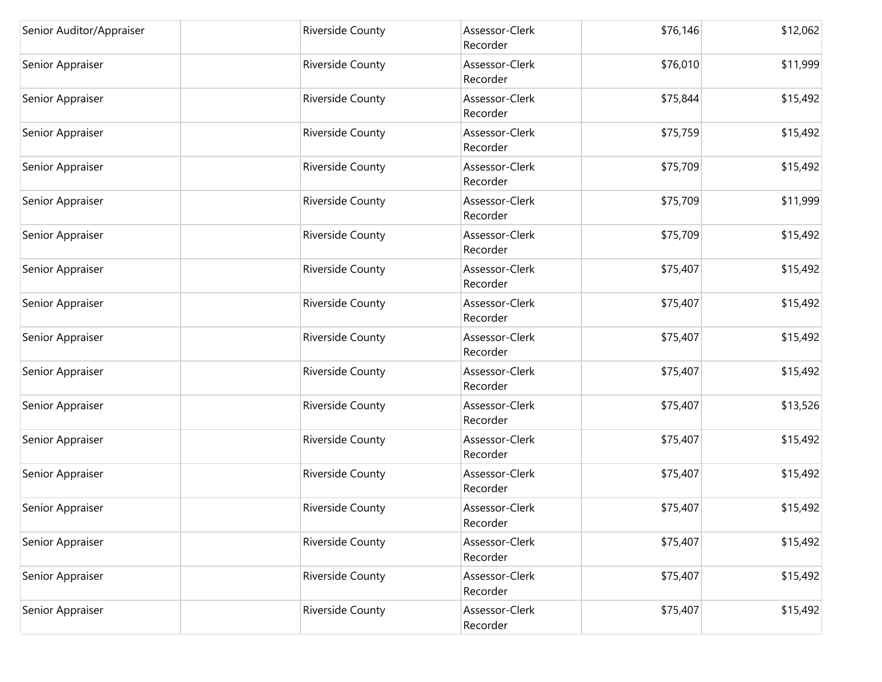| | | | | | |
|---|---|---|---|---|---|
| Senior Auditor/Appraiser | | Riverside County | Assessor-Clerk Recorder | $76,146 | $12,062 |
| Senior Appraiser | | Riverside County | Assessor-Clerk Recorder | $76,010 | $11,999 |
| Senior Appraiser | | Riverside County | Assessor-Clerk Recorder | $75,844 | $15,492 |
| Senior Appraiser | | Riverside County | Assessor-Clerk Recorder | $75,759 | $15,492 |
| Senior Appraiser | | Riverside County | Assessor-Clerk Recorder | $75,709 | $15,492 |
| Senior Appraiser | | Riverside County | Assessor-Clerk Recorder | $75,709 | $11,999 |
| Senior Appraiser | | Riverside County | Assessor-Clerk Recorder | $75,709 | $15,492 |
| Senior Appraiser | | Riverside County | Assessor-Clerk Recorder | $75,407 | $15,492 |
| Senior Appraiser | | Riverside County | Assessor-Clerk Recorder | $75,407 | $15,492 |
| Senior Appraiser | | Riverside County | Assessor-Clerk Recorder | $75,407 | $15,492 |
| Senior Appraiser | | Riverside County | Assessor-Clerk Recorder | $75,407 | $15,492 |
| Senior Appraiser | | Riverside County | Assessor-Clerk Recorder | $75,407 | $13,526 |
| Senior Appraiser | | Riverside County | Assessor-Clerk Recorder | $75,407 | $15,492 |
| Senior Appraiser | | Riverside County | Assessor-Clerk Recorder | $75,407 | $15,492 |
| Senior Appraiser | | Riverside County | Assessor-Clerk Recorder | $75,407 | $15,492 |
| Senior Appraiser | | Riverside County | Assessor-Clerk Recorder | $75,407 | $15,492 |
| Senior Appraiser | | Riverside County | Assessor-Clerk Recorder | $75,407 | $15,492 |
| Senior Appraiser | | Riverside County | Assessor-Clerk Recorder | $75,407 | $15,492 |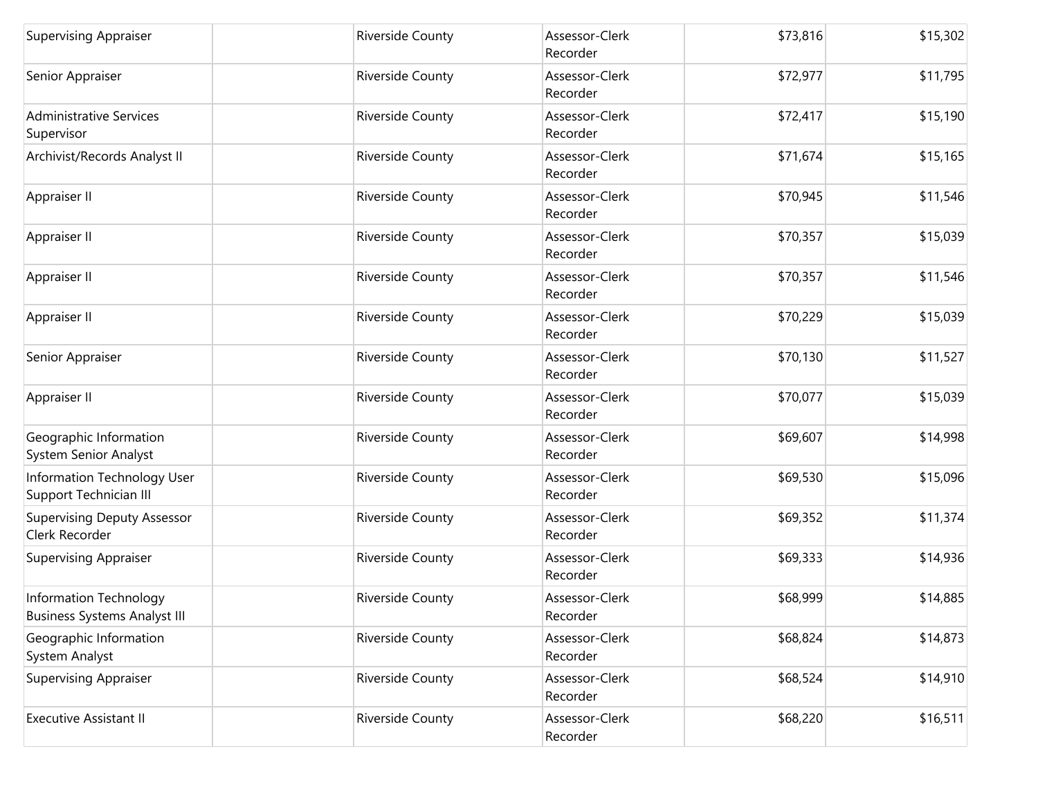| | | | | | |
|---|---|---|---|---|---|
| Supervising Appraiser | | Riverside County | Assessor-Clerk Recorder | $73,816 | $15,302 |
| Senior Appraiser | | Riverside County | Assessor-Clerk Recorder | $72,977 | $11,795 |
| Administrative Services Supervisor | | Riverside County | Assessor-Clerk Recorder | $72,417 | $15,190 |
| Archivist/Records Analyst II | | Riverside County | Assessor-Clerk Recorder | $71,674 | $15,165 |
| Appraiser II | | Riverside County | Assessor-Clerk Recorder | $70,945 | $11,546 |
| Appraiser II | | Riverside County | Assessor-Clerk Recorder | $70,357 | $15,039 |
| Appraiser II | | Riverside County | Assessor-Clerk Recorder | $70,357 | $11,546 |
| Appraiser II | | Riverside County | Assessor-Clerk Recorder | $70,229 | $15,039 |
| Senior Appraiser | | Riverside County | Assessor-Clerk Recorder | $70,130 | $11,527 |
| Appraiser II | | Riverside County | Assessor-Clerk Recorder | $70,077 | $15,039 |
| Geographic Information System Senior Analyst | | Riverside County | Assessor-Clerk Recorder | $69,607 | $14,998 |
| Information Technology User Support Technician III | | Riverside County | Assessor-Clerk Recorder | $69,530 | $15,096 |
| Supervising Deputy Assessor Clerk Recorder | | Riverside County | Assessor-Clerk Recorder | $69,352 | $11,374 |
| Supervising Appraiser | | Riverside County | Assessor-Clerk Recorder | $69,333 | $14,936 |
| Information Technology Business Systems Analyst III | | Riverside County | Assessor-Clerk Recorder | $68,999 | $14,885 |
| Geographic Information System Analyst | | Riverside County | Assessor-Clerk Recorder | $68,824 | $14,873 |
| Supervising Appraiser | | Riverside County | Assessor-Clerk Recorder | $68,524 | $14,910 |
| Executive Assistant II | | Riverside County | Assessor-Clerk Recorder | $68,220 | $16,511 |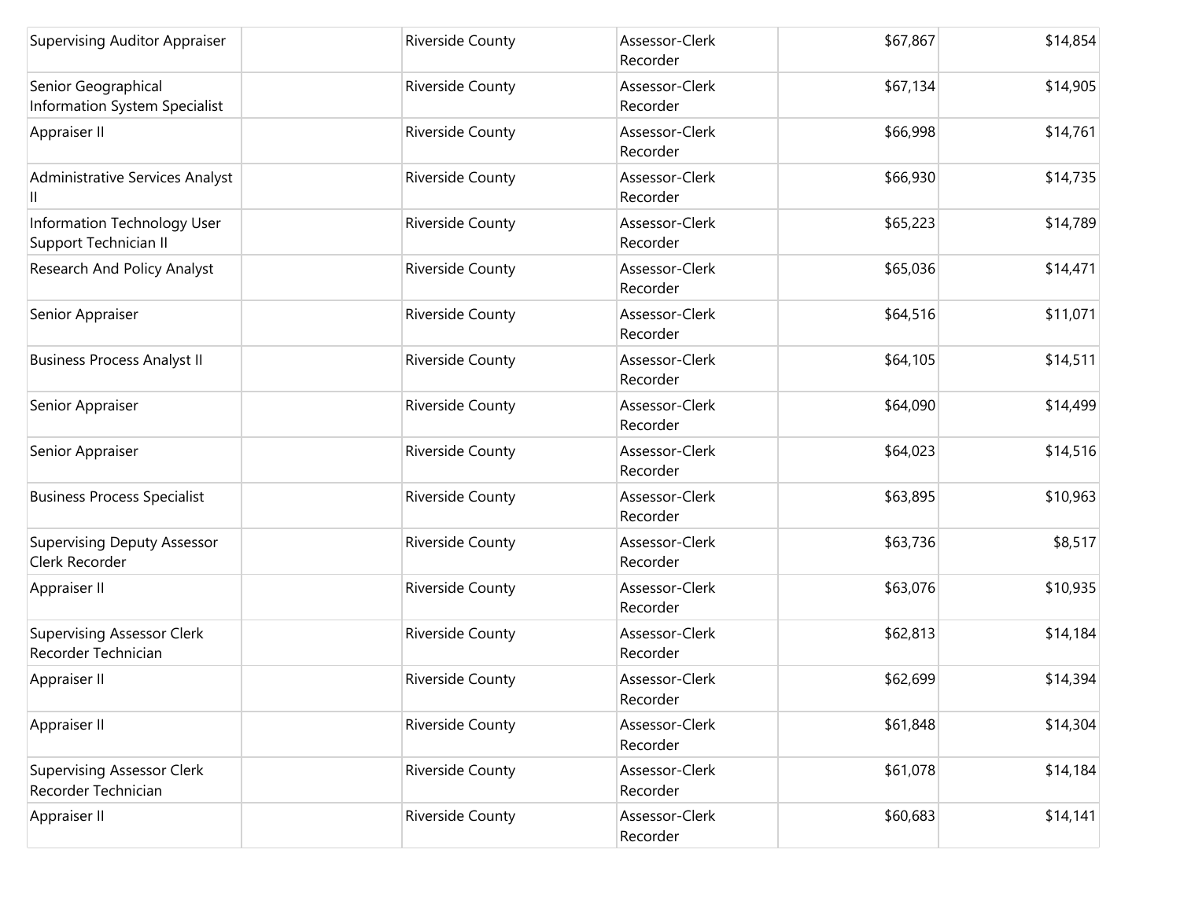| | | | | | |
|---|---|---|---|---|---|
| Supervising Auditor Appraiser | | Riverside County | Assessor-Clerk Recorder | $67,867 | $14,854 |
| Senior Geographical Information System Specialist | | Riverside County | Assessor-Clerk Recorder | $67,134 | $14,905 |
| Appraiser II | | Riverside County | Assessor-Clerk Recorder | $66,998 | $14,761 |
| Administrative Services Analyst II | | Riverside County | Assessor-Clerk Recorder | $66,930 | $14,735 |
| Information Technology User Support Technician II | | Riverside County | Assessor-Clerk Recorder | $65,223 | $14,789 |
| Research And Policy Analyst | | Riverside County | Assessor-Clerk Recorder | $65,036 | $14,471 |
| Senior Appraiser | | Riverside County | Assessor-Clerk Recorder | $64,516 | $11,071 |
| Business Process Analyst II | | Riverside County | Assessor-Clerk Recorder | $64,105 | $14,511 |
| Senior Appraiser | | Riverside County | Assessor-Clerk Recorder | $64,090 | $14,499 |
| Senior Appraiser | | Riverside County | Assessor-Clerk Recorder | $64,023 | $14,516 |
| Business Process Specialist | | Riverside County | Assessor-Clerk Recorder | $63,895 | $10,963 |
| Supervising Deputy Assessor Clerk Recorder | | Riverside County | Assessor-Clerk Recorder | $63,736 | $8,517 |
| Appraiser II | | Riverside County | Assessor-Clerk Recorder | $63,076 | $10,935 |
| Supervising Assessor Clerk Recorder Technician | | Riverside County | Assessor-Clerk Recorder | $62,813 | $14,184 |
| Appraiser II | | Riverside County | Assessor-Clerk Recorder | $62,699 | $14,394 |
| Appraiser II | | Riverside County | Assessor-Clerk Recorder | $61,848 | $14,304 |
| Supervising Assessor Clerk Recorder Technician | | Riverside County | Assessor-Clerk Recorder | $61,078 | $14,184 |
| Appraiser II | | Riverside County | Assessor-Clerk Recorder | $60,683 | $14,141 |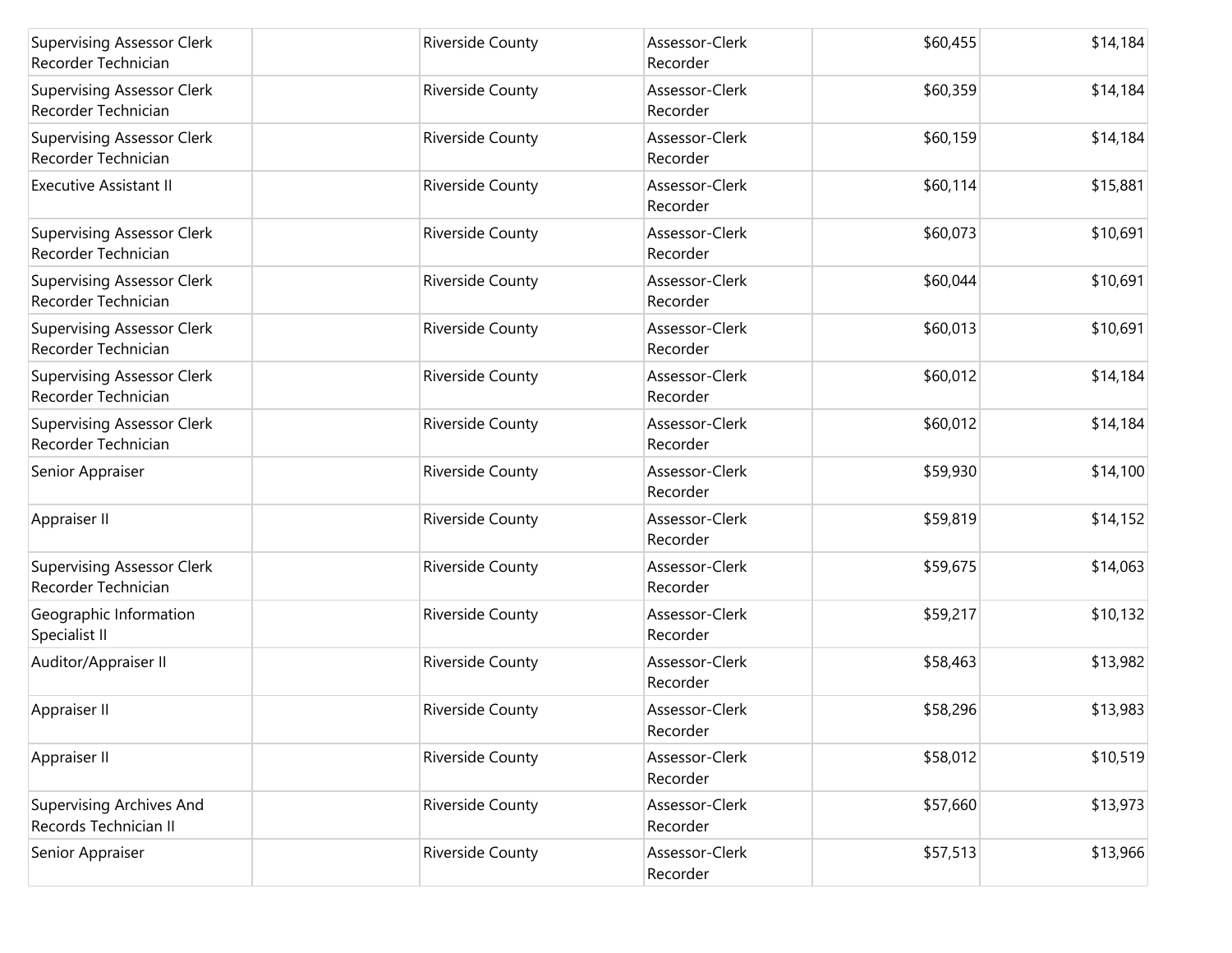| | | | | | |
|---|---|---|---|---|---|
| Supervising Assessor Clerk Recorder Technician | | Riverside County | Assessor-Clerk Recorder | $60,455 | $14,184 |
| Supervising Assessor Clerk Recorder Technician | | Riverside County | Assessor-Clerk Recorder | $60,359 | $14,184 |
| Supervising Assessor Clerk Recorder Technician | | Riverside County | Assessor-Clerk Recorder | $60,159 | $14,184 |
| Executive Assistant II | | Riverside County | Assessor-Clerk Recorder | $60,114 | $15,881 |
| Supervising Assessor Clerk Recorder Technician | | Riverside County | Assessor-Clerk Recorder | $60,073 | $10,691 |
| Supervising Assessor Clerk Recorder Technician | | Riverside County | Assessor-Clerk Recorder | $60,044 | $10,691 |
| Supervising Assessor Clerk Recorder Technician | | Riverside County | Assessor-Clerk Recorder | $60,013 | $10,691 |
| Supervising Assessor Clerk Recorder Technician | | Riverside County | Assessor-Clerk Recorder | $60,012 | $14,184 |
| Supervising Assessor Clerk Recorder Technician | | Riverside County | Assessor-Clerk Recorder | $60,012 | $14,184 |
| Senior Appraiser | | Riverside County | Assessor-Clerk Recorder | $59,930 | $14,100 |
| Appraiser II | | Riverside County | Assessor-Clerk Recorder | $59,819 | $14,152 |
| Supervising Assessor Clerk Recorder Technician | | Riverside County | Assessor-Clerk Recorder | $59,675 | $14,063 |
| Geographic Information Specialist II | | Riverside County | Assessor-Clerk Recorder | $59,217 | $10,132 |
| Auditor/Appraiser II | | Riverside County | Assessor-Clerk Recorder | $58,463 | $13,982 |
| Appraiser II | | Riverside County | Assessor-Clerk Recorder | $58,296 | $13,983 |
| Appraiser II | | Riverside County | Assessor-Clerk Recorder | $58,012 | $10,519 |
| Supervising Archives And Records Technician II | | Riverside County | Assessor-Clerk Recorder | $57,660 | $13,973 |
| Senior Appraiser | | Riverside County | Assessor-Clerk Recorder | $57,513 | $13,966 |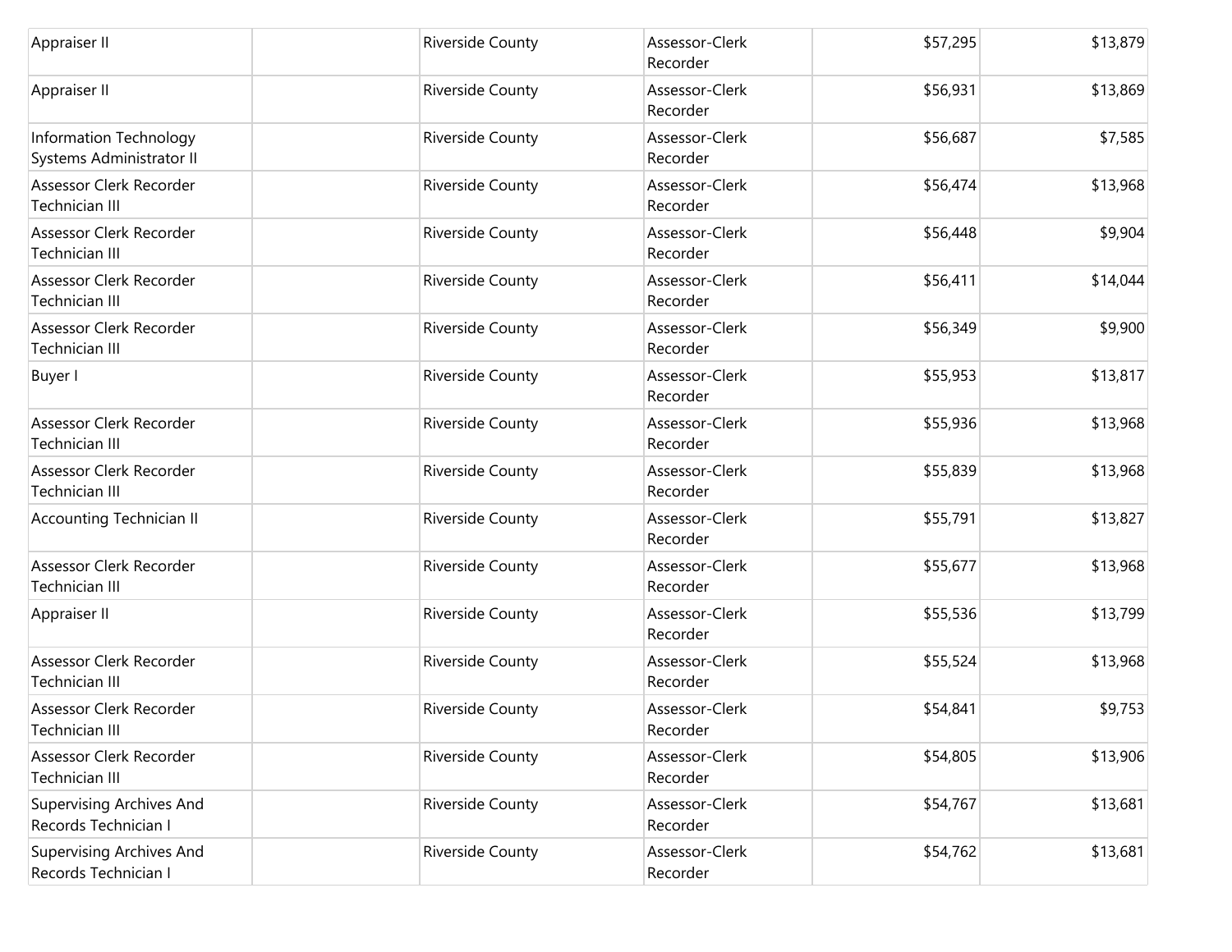| | | | | | |
|---|---|---|---|---|---|
| Appraiser II | | Riverside County | Assessor-Clerk Recorder | $57,295 | $13,879 |
| Appraiser II | | Riverside County | Assessor-Clerk Recorder | $56,931 | $13,869 |
| Information Technology Systems Administrator II | | Riverside County | Assessor-Clerk Recorder | $56,687 | $7,585 |
| Assessor Clerk Recorder Technician III | | Riverside County | Assessor-Clerk Recorder | $56,474 | $13,968 |
| Assessor Clerk Recorder Technician III | | Riverside County | Assessor-Clerk Recorder | $56,448 | $9,904 |
| Assessor Clerk Recorder Technician III | | Riverside County | Assessor-Clerk Recorder | $56,411 | $14,044 |
| Assessor Clerk Recorder Technician III | | Riverside County | Assessor-Clerk Recorder | $56,349 | $9,900 |
| Buyer I | | Riverside County | Assessor-Clerk Recorder | $55,953 | $13,817 |
| Assessor Clerk Recorder Technician III | | Riverside County | Assessor-Clerk Recorder | $55,936 | $13,968 |
| Assessor Clerk Recorder Technician III | | Riverside County | Assessor-Clerk Recorder | $55,839 | $13,968 |
| Accounting Technician II | | Riverside County | Assessor-Clerk Recorder | $55,791 | $13,827 |
| Assessor Clerk Recorder Technician III | | Riverside County | Assessor-Clerk Recorder | $55,677 | $13,968 |
| Appraiser II | | Riverside County | Assessor-Clerk Recorder | $55,536 | $13,799 |
| Assessor Clerk Recorder Technician III | | Riverside County | Assessor-Clerk Recorder | $55,524 | $13,968 |
| Assessor Clerk Recorder Technician III | | Riverside County | Assessor-Clerk Recorder | $54,841 | $9,753 |
| Assessor Clerk Recorder Technician III | | Riverside County | Assessor-Clerk Recorder | $54,805 | $13,906 |
| Supervising Archives And Records Technician I | | Riverside County | Assessor-Clerk Recorder | $54,767 | $13,681 |
| Supervising Archives And Records Technician I | | Riverside County | Assessor-Clerk Recorder | $54,762 | $13,681 |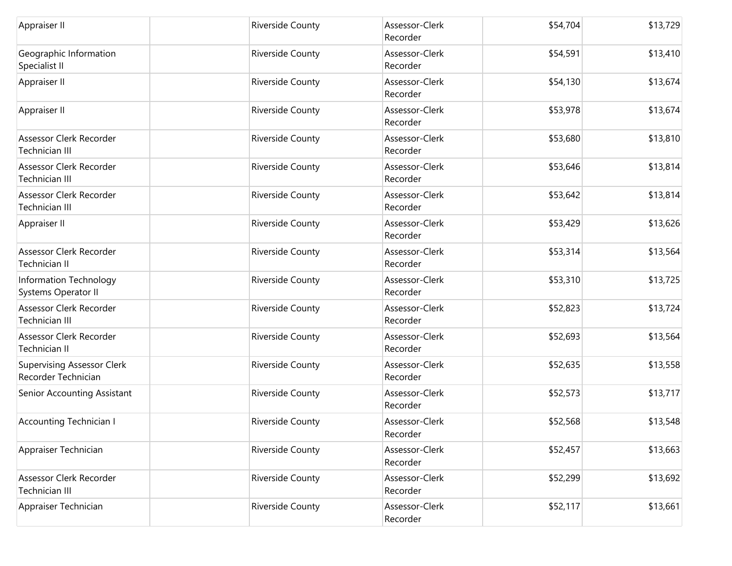| | | | | | |
|---|---|---|---|---|---|
| Appraiser II | | Riverside County | Assessor-Clerk Recorder | $54,704 | $13,729 |
| Geographic Information Specialist II | | Riverside County | Assessor-Clerk Recorder | $54,591 | $13,410 |
| Appraiser II | | Riverside County | Assessor-Clerk Recorder | $54,130 | $13,674 |
| Appraiser II | | Riverside County | Assessor-Clerk Recorder | $53,978 | $13,674 |
| Assessor Clerk Recorder Technician III | | Riverside County | Assessor-Clerk Recorder | $53,680 | $13,810 |
| Assessor Clerk Recorder Technician III | | Riverside County | Assessor-Clerk Recorder | $53,646 | $13,814 |
| Assessor Clerk Recorder Technician III | | Riverside County | Assessor-Clerk Recorder | $53,642 | $13,814 |
| Appraiser II | | Riverside County | Assessor-Clerk Recorder | $53,429 | $13,626 |
| Assessor Clerk Recorder Technician II | | Riverside County | Assessor-Clerk Recorder | $53,314 | $13,564 |
| Information Technology Systems Operator II | | Riverside County | Assessor-Clerk Recorder | $53,310 | $13,725 |
| Assessor Clerk Recorder Technician III | | Riverside County | Assessor-Clerk Recorder | $52,823 | $13,724 |
| Assessor Clerk Recorder Technician II | | Riverside County | Assessor-Clerk Recorder | $52,693 | $13,564 |
| Supervising Assessor Clerk Recorder Technician | | Riverside County | Assessor-Clerk Recorder | $52,635 | $13,558 |
| Senior Accounting Assistant | | Riverside County | Assessor-Clerk Recorder | $52,573 | $13,717 |
| Accounting Technician I | | Riverside County | Assessor-Clerk Recorder | $52,568 | $13,548 |
| Appraiser Technician | | Riverside County | Assessor-Clerk Recorder | $52,457 | $13,663 |
| Assessor Clerk Recorder Technician III | | Riverside County | Assessor-Clerk Recorder | $52,299 | $13,692 |
| Appraiser Technician | | Riverside County | Assessor-Clerk Recorder | $52,117 | $13,661 |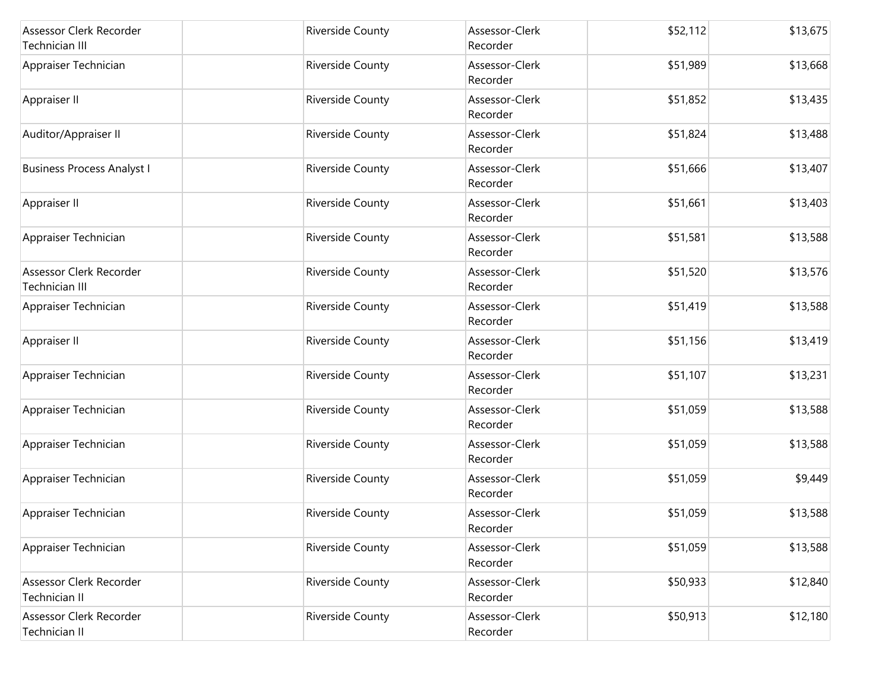| | | | | | |
|---|---|---|---|---|---|
| Assessor Clerk Recorder Technician III | | Riverside County | Assessor-Clerk Recorder | $52,112 | $13,675 |
| Appraiser Technician | | Riverside County | Assessor-Clerk Recorder | $51,989 | $13,668 |
| Appraiser II | | Riverside County | Assessor-Clerk Recorder | $51,852 | $13,435 |
| Auditor/Appraiser II | | Riverside County | Assessor-Clerk Recorder | $51,824 | $13,488 |
| Business Process Analyst I | | Riverside County | Assessor-Clerk Recorder | $51,666 | $13,407 |
| Appraiser II | | Riverside County | Assessor-Clerk Recorder | $51,661 | $13,403 |
| Appraiser Technician | | Riverside County | Assessor-Clerk Recorder | $51,581 | $13,588 |
| Assessor Clerk Recorder Technician III | | Riverside County | Assessor-Clerk Recorder | $51,520 | $13,576 |
| Appraiser Technician | | Riverside County | Assessor-Clerk Recorder | $51,419 | $13,588 |
| Appraiser II | | Riverside County | Assessor-Clerk Recorder | $51,156 | $13,419 |
| Appraiser Technician | | Riverside County | Assessor-Clerk Recorder | $51,107 | $13,231 |
| Appraiser Technician | | Riverside County | Assessor-Clerk Recorder | $51,059 | $13,588 |
| Appraiser Technician | | Riverside County | Assessor-Clerk Recorder | $51,059 | $13,588 |
| Appraiser Technician | | Riverside County | Assessor-Clerk Recorder | $51,059 | $9,449 |
| Appraiser Technician | | Riverside County | Assessor-Clerk Recorder | $51,059 | $13,588 |
| Appraiser Technician | | Riverside County | Assessor-Clerk Recorder | $51,059 | $13,588 |
| Assessor Clerk Recorder Technician II | | Riverside County | Assessor-Clerk Recorder | $50,933 | $12,840 |
| Assessor Clerk Recorder Technician II | | Riverside County | Assessor-Clerk Recorder | $50,913 | $12,180 |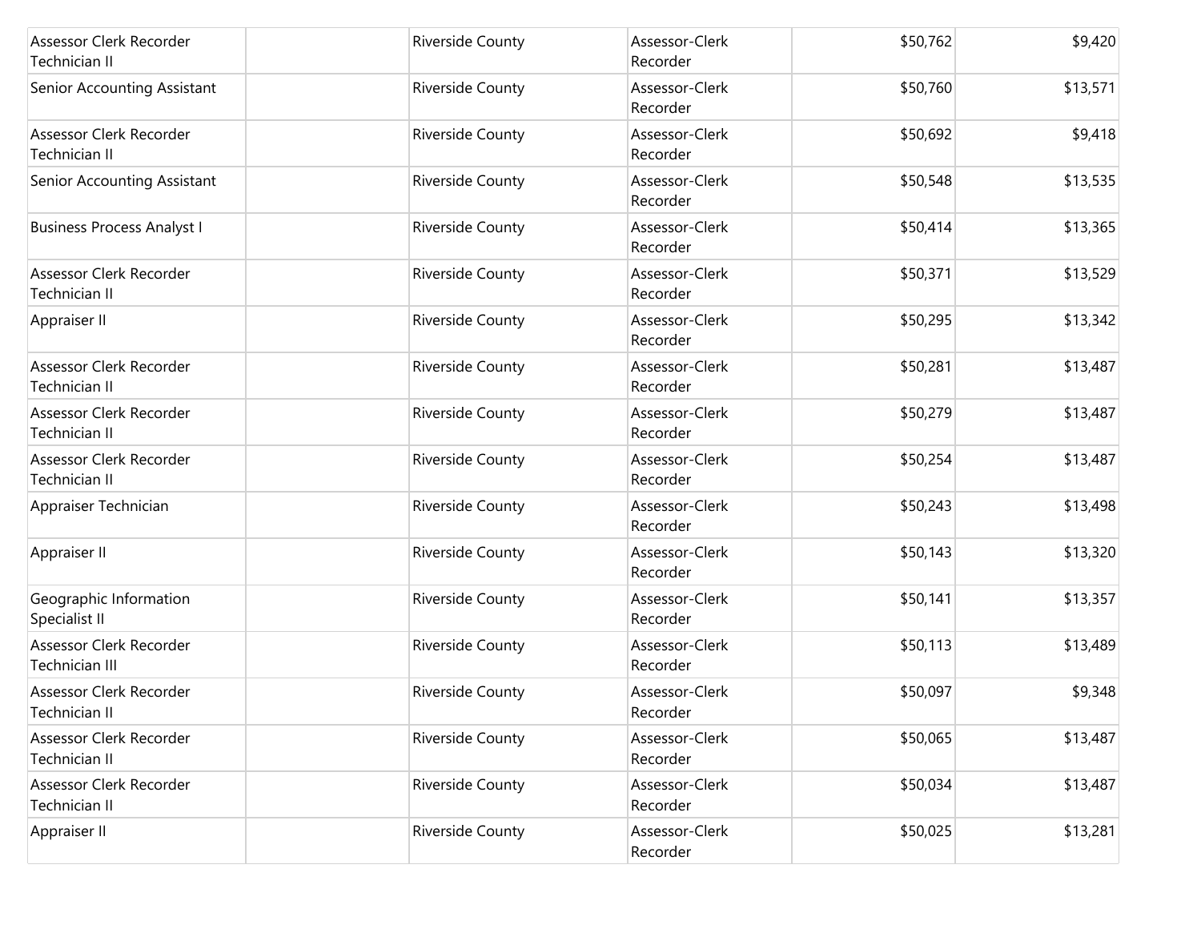| | | | | | |
|---|---|---|---|---|---|
| Assessor Clerk Recorder Technician II | | Riverside County | Assessor-Clerk Recorder | $50,762 | $9,420 |
| Senior Accounting Assistant | | Riverside County | Assessor-Clerk Recorder | $50,760 | $13,571 |
| Assessor Clerk Recorder Technician II | | Riverside County | Assessor-Clerk Recorder | $50,692 | $9,418 |
| Senior Accounting Assistant | | Riverside County | Assessor-Clerk Recorder | $50,548 | $13,535 |
| Business Process Analyst I | | Riverside County | Assessor-Clerk Recorder | $50,414 | $13,365 |
| Assessor Clerk Recorder Technician II | | Riverside County | Assessor-Clerk Recorder | $50,371 | $13,529 |
| Appraiser II | | Riverside County | Assessor-Clerk Recorder | $50,295 | $13,342 |
| Assessor Clerk Recorder Technician II | | Riverside County | Assessor-Clerk Recorder | $50,281 | $13,487 |
| Assessor Clerk Recorder Technician II | | Riverside County | Assessor-Clerk Recorder | $50,279 | $13,487 |
| Assessor Clerk Recorder Technician II | | Riverside County | Assessor-Clerk Recorder | $50,254 | $13,487 |
| Appraiser Technician | | Riverside County | Assessor-Clerk Recorder | $50,243 | $13,498 |
| Appraiser II | | Riverside County | Assessor-Clerk Recorder | $50,143 | $13,320 |
| Geographic Information Specialist II | | Riverside County | Assessor-Clerk Recorder | $50,141 | $13,357 |
| Assessor Clerk Recorder Technician III | | Riverside County | Assessor-Clerk Recorder | $50,113 | $13,489 |
| Assessor Clerk Recorder Technician II | | Riverside County | Assessor-Clerk Recorder | $50,097 | $9,348 |
| Assessor Clerk Recorder Technician II | | Riverside County | Assessor-Clerk Recorder | $50,065 | $13,487 |
| Assessor Clerk Recorder Technician II | | Riverside County | Assessor-Clerk Recorder | $50,034 | $13,487 |
| Appraiser II | | Riverside County | Assessor-Clerk Recorder | $50,025 | $13,281 |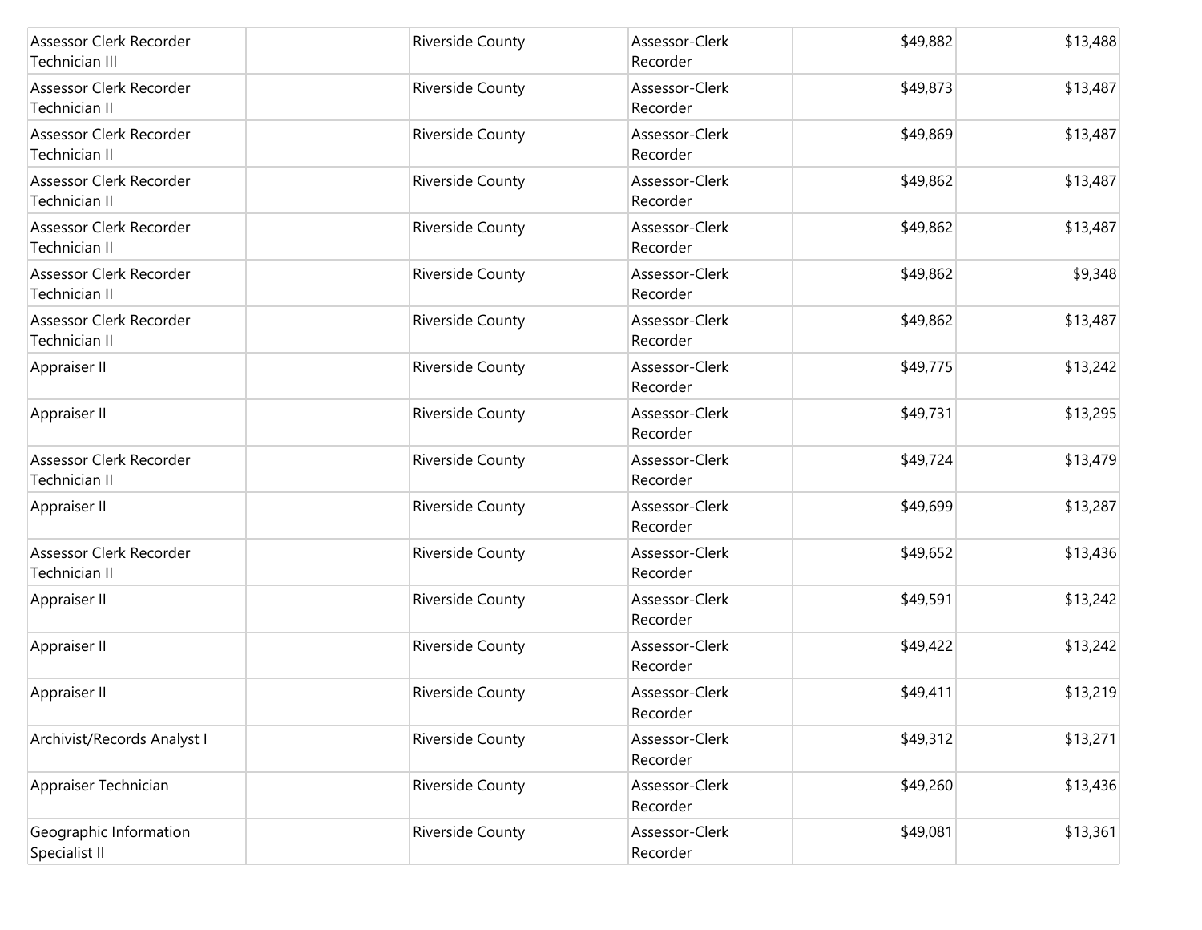| | | | | | |
|---|---|---|---|---|---|
| Assessor Clerk Recorder Technician III | | Riverside County | Assessor-Clerk Recorder | $49,882 | $13,488 |
| Assessor Clerk Recorder Technician II | | Riverside County | Assessor-Clerk Recorder | $49,873 | $13,487 |
| Assessor Clerk Recorder Technician II | | Riverside County | Assessor-Clerk Recorder | $49,869 | $13,487 |
| Assessor Clerk Recorder Technician II | | Riverside County | Assessor-Clerk Recorder | $49,862 | $13,487 |
| Assessor Clerk Recorder Technician II | | Riverside County | Assessor-Clerk Recorder | $49,862 | $13,487 |
| Assessor Clerk Recorder Technician II | | Riverside County | Assessor-Clerk Recorder | $49,862 | $9,348 |
| Assessor Clerk Recorder Technician II | | Riverside County | Assessor-Clerk Recorder | $49,862 | $13,487 |
| Appraiser II | | Riverside County | Assessor-Clerk Recorder | $49,775 | $13,242 |
| Appraiser II | | Riverside County | Assessor-Clerk Recorder | $49,731 | $13,295 |
| Assessor Clerk Recorder Technician II | | Riverside County | Assessor-Clerk Recorder | $49,724 | $13,479 |
| Appraiser II | | Riverside County | Assessor-Clerk Recorder | $49,699 | $13,287 |
| Assessor Clerk Recorder Technician II | | Riverside County | Assessor-Clerk Recorder | $49,652 | $13,436 |
| Appraiser II | | Riverside County | Assessor-Clerk Recorder | $49,591 | $13,242 |
| Appraiser II | | Riverside County | Assessor-Clerk Recorder | $49,422 | $13,242 |
| Appraiser II | | Riverside County | Assessor-Clerk Recorder | $49,411 | $13,219 |
| Archivist/Records Analyst I | | Riverside County | Assessor-Clerk Recorder | $49,312 | $13,271 |
| Appraiser Technician | | Riverside County | Assessor-Clerk Recorder | $49,260 | $13,436 |
| Geographic Information Specialist II | | Riverside County | Assessor-Clerk Recorder | $49,081 | $13,361 |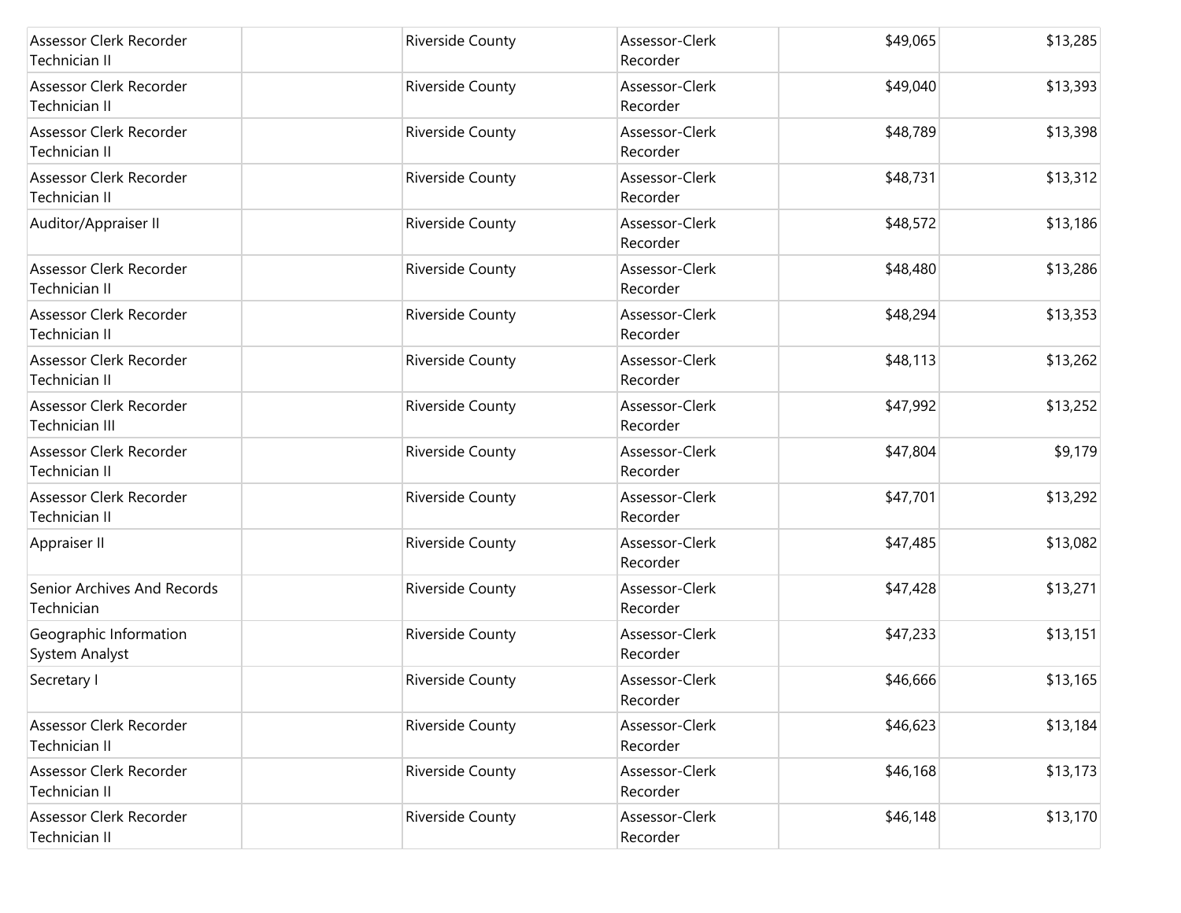| | | | | | |
|---|---|---|---|---|---|
| Assessor Clerk Recorder Technician II | | Riverside County | Assessor-Clerk Recorder | $49,065 | $13,285 |
| Assessor Clerk Recorder Technician II | | Riverside County | Assessor-Clerk Recorder | $49,040 | $13,393 |
| Assessor Clerk Recorder Technician II | | Riverside County | Assessor-Clerk Recorder | $48,789 | $13,398 |
| Assessor Clerk Recorder Technician II | | Riverside County | Assessor-Clerk Recorder | $48,731 | $13,312 |
| Auditor/Appraiser II | | Riverside County | Assessor-Clerk Recorder | $48,572 | $13,186 |
| Assessor Clerk Recorder Technician II | | Riverside County | Assessor-Clerk Recorder | $48,480 | $13,286 |
| Assessor Clerk Recorder Technician II | | Riverside County | Assessor-Clerk Recorder | $48,294 | $13,353 |
| Assessor Clerk Recorder Technician II | | Riverside County | Assessor-Clerk Recorder | $48,113 | $13,262 |
| Assessor Clerk Recorder Technician III | | Riverside County | Assessor-Clerk Recorder | $47,992 | $13,252 |
| Assessor Clerk Recorder Technician II | | Riverside County | Assessor-Clerk Recorder | $47,804 | $9,179 |
| Assessor Clerk Recorder Technician II | | Riverside County | Assessor-Clerk Recorder | $47,701 | $13,292 |
| Appraiser II | | Riverside County | Assessor-Clerk Recorder | $47,485 | $13,082 |
| Senior Archives And Records Technician | | Riverside County | Assessor-Clerk Recorder | $47,428 | $13,271 |
| Geographic Information System Analyst | | Riverside County | Assessor-Clerk Recorder | $47,233 | $13,151 |
| Secretary I | | Riverside County | Assessor-Clerk Recorder | $46,666 | $13,165 |
| Assessor Clerk Recorder Technician II | | Riverside County | Assessor-Clerk Recorder | $46,623 | $13,184 |
| Assessor Clerk Recorder Technician II | | Riverside County | Assessor-Clerk Recorder | $46,168 | $13,173 |
| Assessor Clerk Recorder Technician II | | Riverside County | Assessor-Clerk Recorder | $46,148 | $13,170 |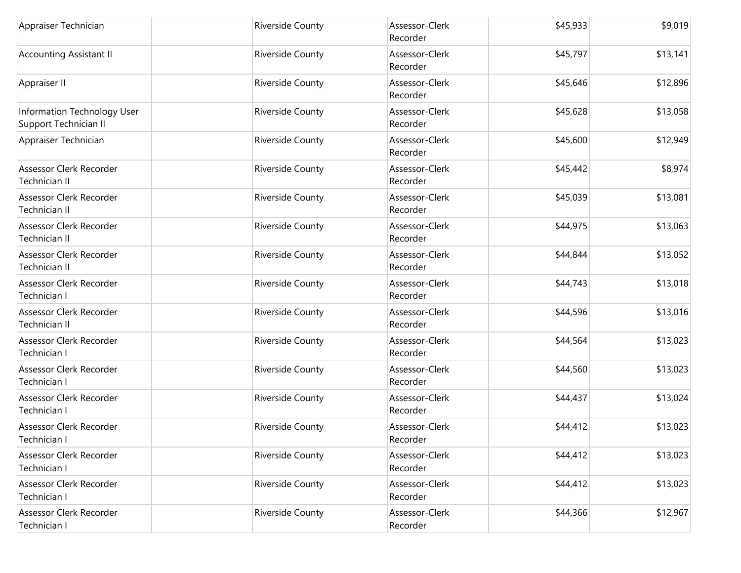| | | | | | |
|---|---|---|---|---|---|
| Appraiser Technician | | Riverside County | Assessor-Clerk Recorder | $45,933 | $9,019 |
| Accounting Assistant II | | Riverside County | Assessor-Clerk Recorder | $45,797 | $13,141 |
| Appraiser II | | Riverside County | Assessor-Clerk Recorder | $45,646 | $12,896 |
| Information Technology User Support Technician II | | Riverside County | Assessor-Clerk Recorder | $45,628 | $13,058 |
| Appraiser Technician | | Riverside County | Assessor-Clerk Recorder | $45,600 | $12,949 |
| Assessor Clerk Recorder Technician II | | Riverside County | Assessor-Clerk Recorder | $45,442 | $8,974 |
| Assessor Clerk Recorder Technician II | | Riverside County | Assessor-Clerk Recorder | $45,039 | $13,081 |
| Assessor Clerk Recorder Technician II | | Riverside County | Assessor-Clerk Recorder | $44,975 | $13,063 |
| Assessor Clerk Recorder Technician II | | Riverside County | Assessor-Clerk Recorder | $44,844 | $13,052 |
| Assessor Clerk Recorder Technician I | | Riverside County | Assessor-Clerk Recorder | $44,743 | $13,018 |
| Assessor Clerk Recorder Technician II | | Riverside County | Assessor-Clerk Recorder | $44,596 | $13,016 |
| Assessor Clerk Recorder Technician I | | Riverside County | Assessor-Clerk Recorder | $44,564 | $13,023 |
| Assessor Clerk Recorder Technician I | | Riverside County | Assessor-Clerk Recorder | $44,560 | $13,023 |
| Assessor Clerk Recorder Technician I | | Riverside County | Assessor-Clerk Recorder | $44,437 | $13,024 |
| Assessor Clerk Recorder Technician I | | Riverside County | Assessor-Clerk Recorder | $44,412 | $13,023 |
| Assessor Clerk Recorder Technician I | | Riverside County | Assessor-Clerk Recorder | $44,412 | $13,023 |
| Assessor Clerk Recorder Technician I | | Riverside County | Assessor-Clerk Recorder | $44,412 | $13,023 |
| Assessor Clerk Recorder Technician I | | Riverside County | Assessor-Clerk Recorder | $44,366 | $12,967 |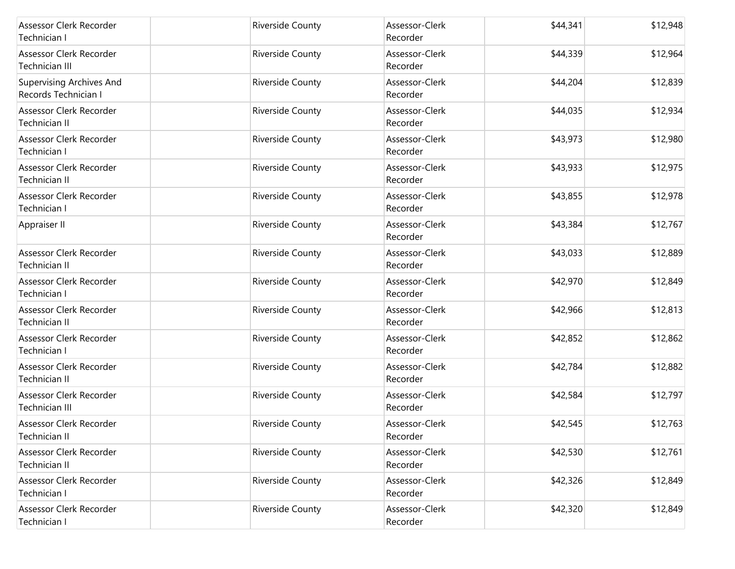| | | | | | |
|---|---|---|---|---|---|
| Assessor Clerk Recorder Technician I | | Riverside County | Assessor-Clerk Recorder | $44,341 | $12,948 |
| Assessor Clerk Recorder Technician III | | Riverside County | Assessor-Clerk Recorder | $44,339 | $12,964 |
| Supervising Archives And Records Technician I | | Riverside County | Assessor-Clerk Recorder | $44,204 | $12,839 |
| Assessor Clerk Recorder Technician II | | Riverside County | Assessor-Clerk Recorder | $44,035 | $12,934 |
| Assessor Clerk Recorder Technician I | | Riverside County | Assessor-Clerk Recorder | $43,973 | $12,980 |
| Assessor Clerk Recorder Technician II | | Riverside County | Assessor-Clerk Recorder | $43,933 | $12,975 |
| Assessor Clerk Recorder Technician I | | Riverside County | Assessor-Clerk Recorder | $43,855 | $12,978 |
| Appraiser II | | Riverside County | Assessor-Clerk Recorder | $43,384 | $12,767 |
| Assessor Clerk Recorder Technician II | | Riverside County | Assessor-Clerk Recorder | $43,033 | $12,889 |
| Assessor Clerk Recorder Technician I | | Riverside County | Assessor-Clerk Recorder | $42,970 | $12,849 |
| Assessor Clerk Recorder Technician II | | Riverside County | Assessor-Clerk Recorder | $42,966 | $12,813 |
| Assessor Clerk Recorder Technician I | | Riverside County | Assessor-Clerk Recorder | $42,852 | $12,862 |
| Assessor Clerk Recorder Technician II | | Riverside County | Assessor-Clerk Recorder | $42,784 | $12,882 |
| Assessor Clerk Recorder Technician III | | Riverside County | Assessor-Clerk Recorder | $42,584 | $12,797 |
| Assessor Clerk Recorder Technician II | | Riverside County | Assessor-Clerk Recorder | $42,545 | $12,763 |
| Assessor Clerk Recorder Technician II | | Riverside County | Assessor-Clerk Recorder | $42,530 | $12,761 |
| Assessor Clerk Recorder Technician I | | Riverside County | Assessor-Clerk Recorder | $42,326 | $12,849 |
| Assessor Clerk Recorder Technician I | | Riverside County | Assessor-Clerk Recorder | $42,320 | $12,849 |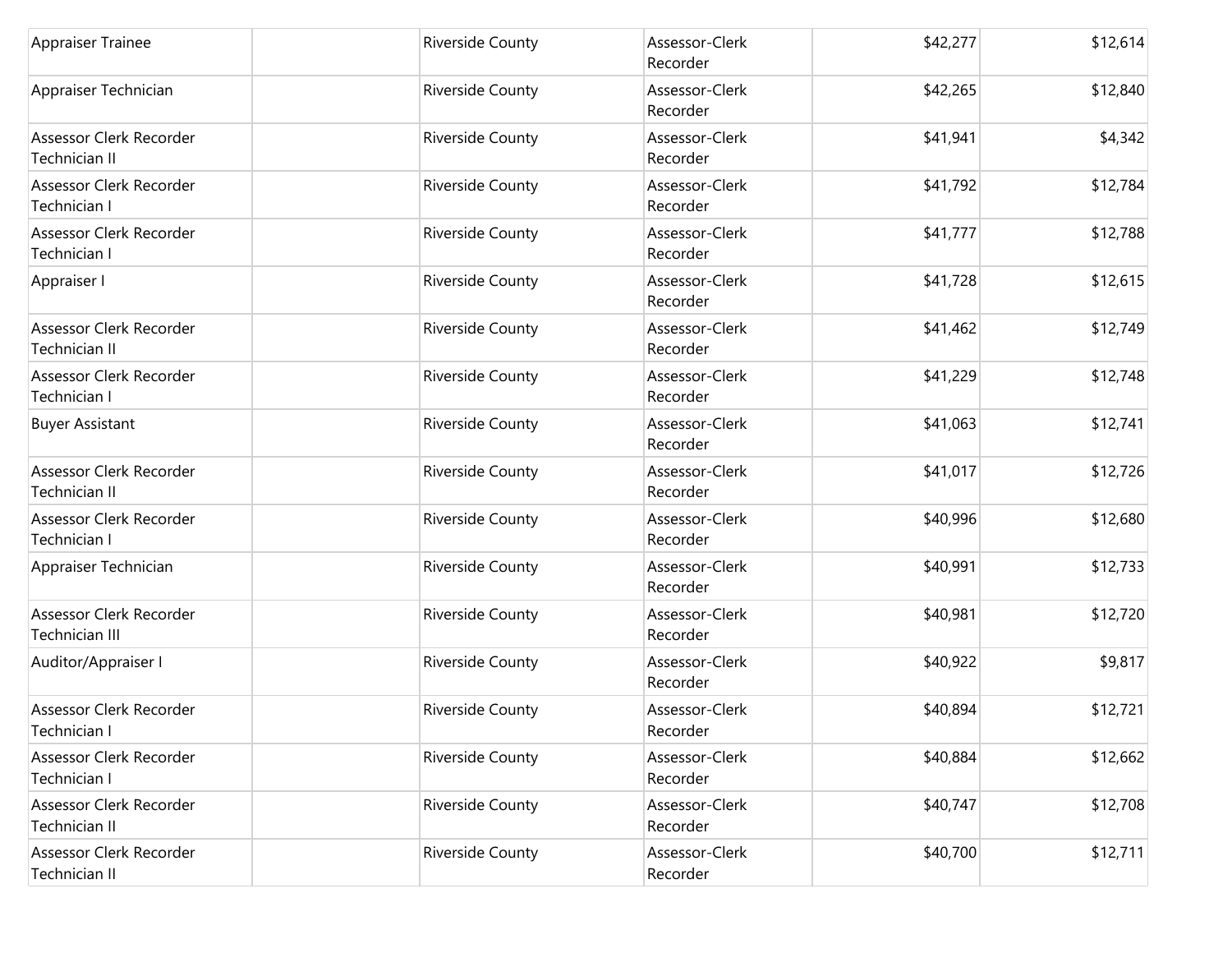| | | | | | |
|---|---|---|---|---|---|
| Appraiser Trainee | | Riverside County | Assessor-Clerk Recorder | $42,277 | $12,614 |
| Appraiser Technician | | Riverside County | Assessor-Clerk Recorder | $42,265 | $12,840 |
| Assessor Clerk Recorder Technician II | | Riverside County | Assessor-Clerk Recorder | $41,941 | $4,342 |
| Assessor Clerk Recorder Technician I | | Riverside County | Assessor-Clerk Recorder | $41,792 | $12,784 |
| Assessor Clerk Recorder Technician I | | Riverside County | Assessor-Clerk Recorder | $41,777 | $12,788 |
| Appraiser I | | Riverside County | Assessor-Clerk Recorder | $41,728 | $12,615 |
| Assessor Clerk Recorder Technician II | | Riverside County | Assessor-Clerk Recorder | $41,462 | $12,749 |
| Assessor Clerk Recorder Technician I | | Riverside County | Assessor-Clerk Recorder | $41,229 | $12,748 |
| Buyer Assistant | | Riverside County | Assessor-Clerk Recorder | $41,063 | $12,741 |
| Assessor Clerk Recorder Technician II | | Riverside County | Assessor-Clerk Recorder | $41,017 | $12,726 |
| Assessor Clerk Recorder Technician I | | Riverside County | Assessor-Clerk Recorder | $40,996 | $12,680 |
| Appraiser Technician | | Riverside County | Assessor-Clerk Recorder | $40,991 | $12,733 |
| Assessor Clerk Recorder Technician III | | Riverside County | Assessor-Clerk Recorder | $40,981 | $12,720 |
| Auditor/Appraiser I | | Riverside County | Assessor-Clerk Recorder | $40,922 | $9,817 |
| Assessor Clerk Recorder Technician I | | Riverside County | Assessor-Clerk Recorder | $40,894 | $12,721 |
| Assessor Clerk Recorder Technician I | | Riverside County | Assessor-Clerk Recorder | $40,884 | $12,662 |
| Assessor Clerk Recorder Technician II | | Riverside County | Assessor-Clerk Recorder | $40,747 | $12,708 |
| Assessor Clerk Recorder Technician II | | Riverside County | Assessor-Clerk Recorder | $40,700 | $12,711 |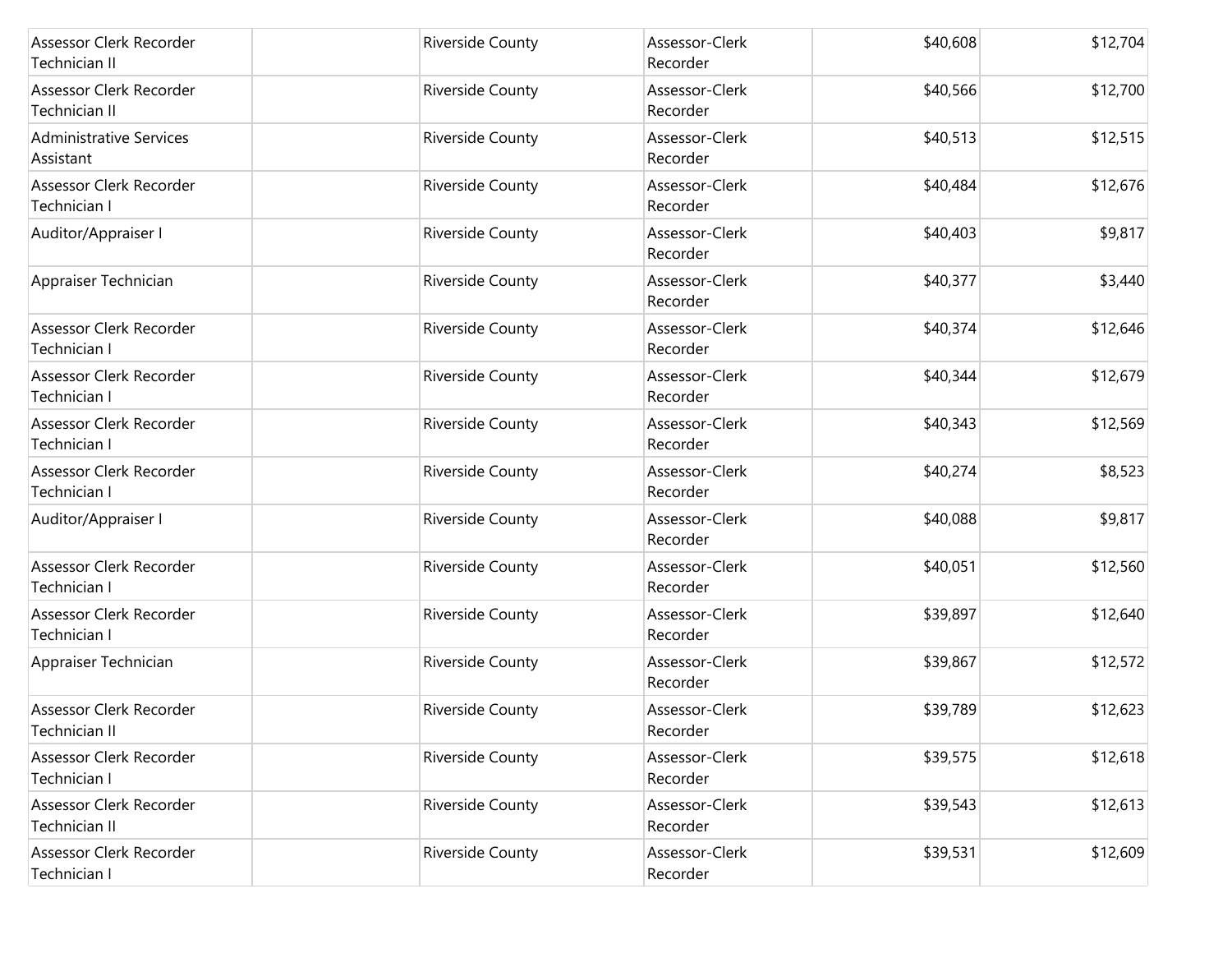| | | | | | |
|---|---|---|---|---|---|
| Assessor Clerk Recorder Technician II | | Riverside County | Assessor-Clerk Recorder | $40,608 | $12,704 |
| Assessor Clerk Recorder Technician II | | Riverside County | Assessor-Clerk Recorder | $40,566 | $12,700 |
| Administrative Services Assistant | | Riverside County | Assessor-Clerk Recorder | $40,513 | $12,515 |
| Assessor Clerk Recorder Technician I | | Riverside County | Assessor-Clerk Recorder | $40,484 | $12,676 |
| Auditor/Appraiser I | | Riverside County | Assessor-Clerk Recorder | $40,403 | $9,817 |
| Appraiser Technician | | Riverside County | Assessor-Clerk Recorder | $40,377 | $3,440 |
| Assessor Clerk Recorder Technician I | | Riverside County | Assessor-Clerk Recorder | $40,374 | $12,646 |
| Assessor Clerk Recorder Technician I | | Riverside County | Assessor-Clerk Recorder | $40,344 | $12,679 |
| Assessor Clerk Recorder Technician I | | Riverside County | Assessor-Clerk Recorder | $40,343 | $12,569 |
| Assessor Clerk Recorder Technician I | | Riverside County | Assessor-Clerk Recorder | $40,274 | $8,523 |
| Auditor/Appraiser I | | Riverside County | Assessor-Clerk Recorder | $40,088 | $9,817 |
| Assessor Clerk Recorder Technician I | | Riverside County | Assessor-Clerk Recorder | $40,051 | $12,560 |
| Assessor Clerk Recorder Technician I | | Riverside County | Assessor-Clerk Recorder | $39,897 | $12,640 |
| Appraiser Technician | | Riverside County | Assessor-Clerk Recorder | $39,867 | $12,572 |
| Assessor Clerk Recorder Technician II | | Riverside County | Assessor-Clerk Recorder | $39,789 | $12,623 |
| Assessor Clerk Recorder Technician I | | Riverside County | Assessor-Clerk Recorder | $39,575 | $12,618 |
| Assessor Clerk Recorder Technician II | | Riverside County | Assessor-Clerk Recorder | $39,543 | $12,613 |
| Assessor Clerk Recorder Technician I | | Riverside County | Assessor-Clerk Recorder | $39,531 | $12,609 |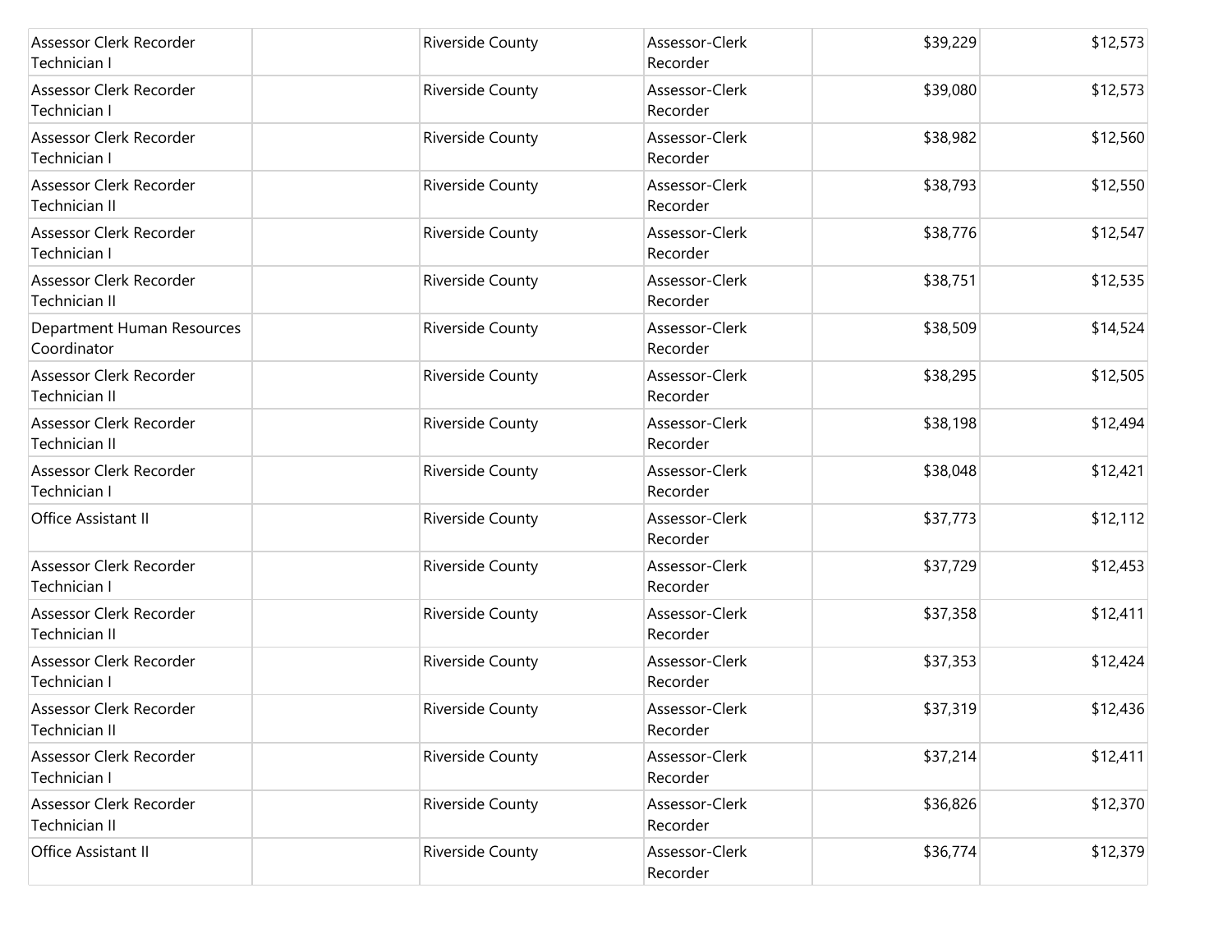| | | | | | |
|---|---|---|---|---|---|
| Assessor Clerk Recorder Technician I | | Riverside County | Assessor-Clerk Recorder | $39,229 | $12,573 |
| Assessor Clerk Recorder Technician I | | Riverside County | Assessor-Clerk Recorder | $39,080 | $12,573 |
| Assessor Clerk Recorder Technician I | | Riverside County | Assessor-Clerk Recorder | $38,982 | $12,560 |
| Assessor Clerk Recorder Technician II | | Riverside County | Assessor-Clerk Recorder | $38,793 | $12,550 |
| Assessor Clerk Recorder Technician I | | Riverside County | Assessor-Clerk Recorder | $38,776 | $12,547 |
| Assessor Clerk Recorder Technician II | | Riverside County | Assessor-Clerk Recorder | $38,751 | $12,535 |
| Department Human Resources Coordinator | | Riverside County | Assessor-Clerk Recorder | $38,509 | $14,524 |
| Assessor Clerk Recorder Technician II | | Riverside County | Assessor-Clerk Recorder | $38,295 | $12,505 |
| Assessor Clerk Recorder Technician II | | Riverside County | Assessor-Clerk Recorder | $38,198 | $12,494 |
| Assessor Clerk Recorder Technician I | | Riverside County | Assessor-Clerk Recorder | $38,048 | $12,421 |
| Office Assistant II | | Riverside County | Assessor-Clerk Recorder | $37,773 | $12,112 |
| Assessor Clerk Recorder Technician I | | Riverside County | Assessor-Clerk Recorder | $37,729 | $12,453 |
| Assessor Clerk Recorder Technician II | | Riverside County | Assessor-Clerk Recorder | $37,358 | $12,411 |
| Assessor Clerk Recorder Technician I | | Riverside County | Assessor-Clerk Recorder | $37,353 | $12,424 |
| Assessor Clerk Recorder Technician II | | Riverside County | Assessor-Clerk Recorder | $37,319 | $12,436 |
| Assessor Clerk Recorder Technician I | | Riverside County | Assessor-Clerk Recorder | $37,214 | $12,411 |
| Assessor Clerk Recorder Technician II | | Riverside County | Assessor-Clerk Recorder | $36,826 | $12,370 |
| Office Assistant II | | Riverside County | Assessor-Clerk Recorder | $36,774 | $12,379 |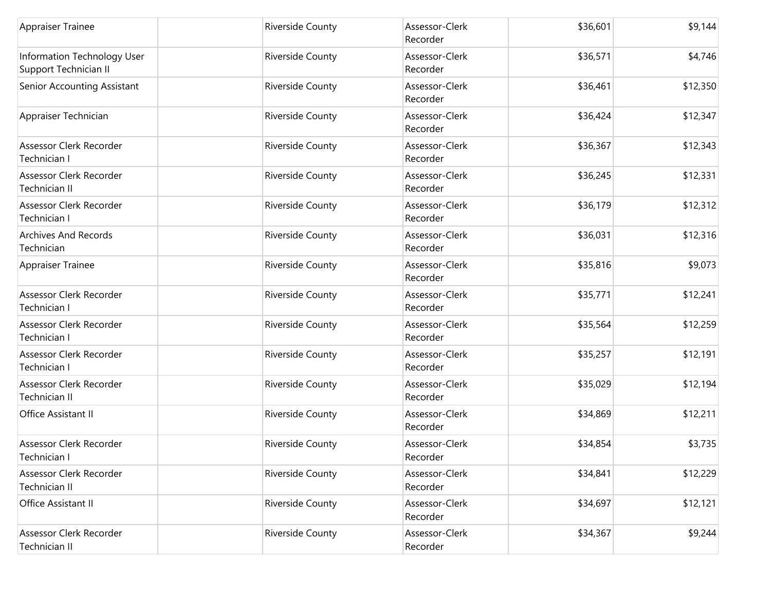| | | | | | |
|---|---|---|---|---|---|
| Appraiser Trainee | | Riverside County | Assessor-Clerk Recorder | $36,601 | $9,144 |
| Information Technology User Support Technician II | | Riverside County | Assessor-Clerk Recorder | $36,571 | $4,746 |
| Senior Accounting Assistant | | Riverside County | Assessor-Clerk Recorder | $36,461 | $12,350 |
| Appraiser Technician | | Riverside County | Assessor-Clerk Recorder | $36,424 | $12,347 |
| Assessor Clerk Recorder Technician I | | Riverside County | Assessor-Clerk Recorder | $36,367 | $12,343 |
| Assessor Clerk Recorder Technician II | | Riverside County | Assessor-Clerk Recorder | $36,245 | $12,331 |
| Assessor Clerk Recorder Technician I | | Riverside County | Assessor-Clerk Recorder | $36,179 | $12,312 |
| Archives And Records Technician | | Riverside County | Assessor-Clerk Recorder | $36,031 | $12,316 |
| Appraiser Trainee | | Riverside County | Assessor-Clerk Recorder | $35,816 | $9,073 |
| Assessor Clerk Recorder Technician I | | Riverside County | Assessor-Clerk Recorder | $35,771 | $12,241 |
| Assessor Clerk Recorder Technician I | | Riverside County | Assessor-Clerk Recorder | $35,564 | $12,259 |
| Assessor Clerk Recorder Technician I | | Riverside County | Assessor-Clerk Recorder | $35,257 | $12,191 |
| Assessor Clerk Recorder Technician II | | Riverside County | Assessor-Clerk Recorder | $35,029 | $12,194 |
| Office Assistant II | | Riverside County | Assessor-Clerk Recorder | $34,869 | $12,211 |
| Assessor Clerk Recorder Technician I | | Riverside County | Assessor-Clerk Recorder | $34,854 | $3,735 |
| Assessor Clerk Recorder Technician II | | Riverside County | Assessor-Clerk Recorder | $34,841 | $12,229 |
| Office Assistant II | | Riverside County | Assessor-Clerk Recorder | $34,697 | $12,121 |
| Assessor Clerk Recorder Technician II | | Riverside County | Assessor-Clerk Recorder | $34,367 | $9,244 |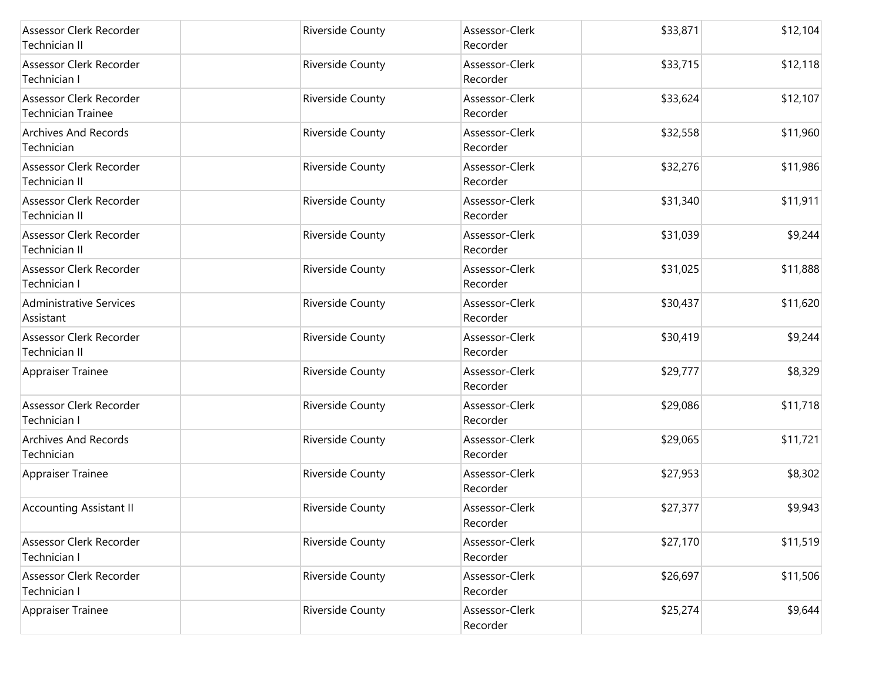| | | | | | |
|---|---|---|---|---|---|
| Assessor Clerk Recorder Technician II | | Riverside County | Assessor-Clerk Recorder | $33,871 | $12,104 |
| Assessor Clerk Recorder Technician I | | Riverside County | Assessor-Clerk Recorder | $33,715 | $12,118 |
| Assessor Clerk Recorder Technician Trainee | | Riverside County | Assessor-Clerk Recorder | $33,624 | $12,107 |
| Archives And Records Technician | | Riverside County | Assessor-Clerk Recorder | $32,558 | $11,960 |
| Assessor Clerk Recorder Technician II | | Riverside County | Assessor-Clerk Recorder | $32,276 | $11,986 |
| Assessor Clerk Recorder Technician II | | Riverside County | Assessor-Clerk Recorder | $31,340 | $11,911 |
| Assessor Clerk Recorder Technician II | | Riverside County | Assessor-Clerk Recorder | $31,039 | $9,244 |
| Assessor Clerk Recorder Technician I | | Riverside County | Assessor-Clerk Recorder | $31,025 | $11,888 |
| Administrative Services Assistant | | Riverside County | Assessor-Clerk Recorder | $30,437 | $11,620 |
| Assessor Clerk Recorder Technician II | | Riverside County | Assessor-Clerk Recorder | $30,419 | $9,244 |
| Appraiser Trainee | | Riverside County | Assessor-Clerk Recorder | $29,777 | $8,329 |
| Assessor Clerk Recorder Technician I | | Riverside County | Assessor-Clerk Recorder | $29,086 | $11,718 |
| Archives And Records Technician | | Riverside County | Assessor-Clerk Recorder | $29,065 | $11,721 |
| Appraiser Trainee | | Riverside County | Assessor-Clerk Recorder | $27,953 | $8,302 |
| Accounting Assistant II | | Riverside County | Assessor-Clerk Recorder | $27,377 | $9,943 |
| Assessor Clerk Recorder Technician I | | Riverside County | Assessor-Clerk Recorder | $27,170 | $11,519 |
| Assessor Clerk Recorder Technician I | | Riverside County | Assessor-Clerk Recorder | $26,697 | $11,506 |
| Appraiser Trainee | | Riverside County | Assessor-Clerk Recorder | $25,274 | $9,644 |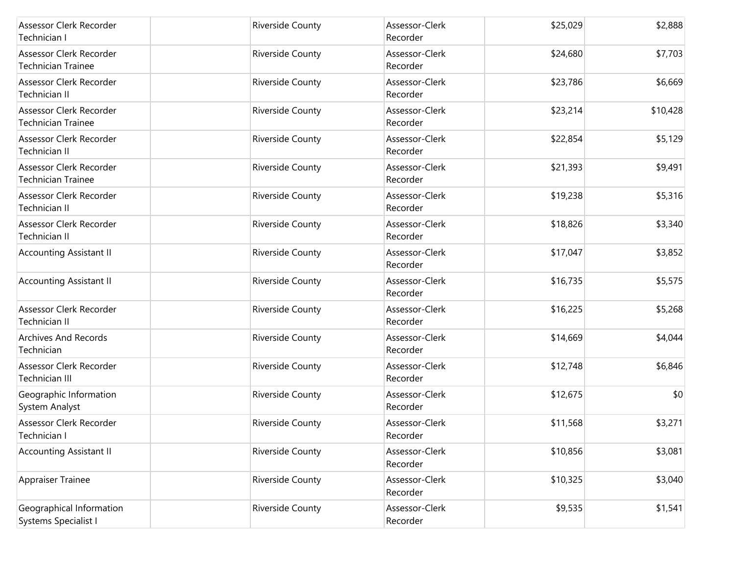| | | | | | |
|---|---|---|---|---|---|
| Assessor Clerk Recorder Technician I | | Riverside County | Assessor-Clerk Recorder | $25,029 | $2,888 |
| Assessor Clerk Recorder Technician Trainee | | Riverside County | Assessor-Clerk Recorder | $24,680 | $7,703 |
| Assessor Clerk Recorder Technician II | | Riverside County | Assessor-Clerk Recorder | $23,786 | $6,669 |
| Assessor Clerk Recorder Technician Trainee | | Riverside County | Assessor-Clerk Recorder | $23,214 | $10,428 |
| Assessor Clerk Recorder Technician II | | Riverside County | Assessor-Clerk Recorder | $22,854 | $5,129 |
| Assessor Clerk Recorder Technician Trainee | | Riverside County | Assessor-Clerk Recorder | $21,393 | $9,491 |
| Assessor Clerk Recorder Technician II | | Riverside County | Assessor-Clerk Recorder | $19,238 | $5,316 |
| Assessor Clerk Recorder Technician II | | Riverside County | Assessor-Clerk Recorder | $18,826 | $3,340 |
| Accounting Assistant II | | Riverside County | Assessor-Clerk Recorder | $17,047 | $3,852 |
| Accounting Assistant II | | Riverside County | Assessor-Clerk Recorder | $16,735 | $5,575 |
| Assessor Clerk Recorder Technician II | | Riverside County | Assessor-Clerk Recorder | $16,225 | $5,268 |
| Archives And Records Technician | | Riverside County | Assessor-Clerk Recorder | $14,669 | $4,044 |
| Assessor Clerk Recorder Technician III | | Riverside County | Assessor-Clerk Recorder | $12,748 | $6,846 |
| Geographic Information System Analyst | | Riverside County | Assessor-Clerk Recorder | $12,675 | $0 |
| Assessor Clerk Recorder Technician I | | Riverside County | Assessor-Clerk Recorder | $11,568 | $3,271 |
| Accounting Assistant II | | Riverside County | Assessor-Clerk Recorder | $10,856 | $3,081 |
| Appraiser Trainee | | Riverside County | Assessor-Clerk Recorder | $10,325 | $3,040 |
| Geographical Information Systems Specialist I | | Riverside County | Assessor-Clerk Recorder | $9,535 | $1,541 |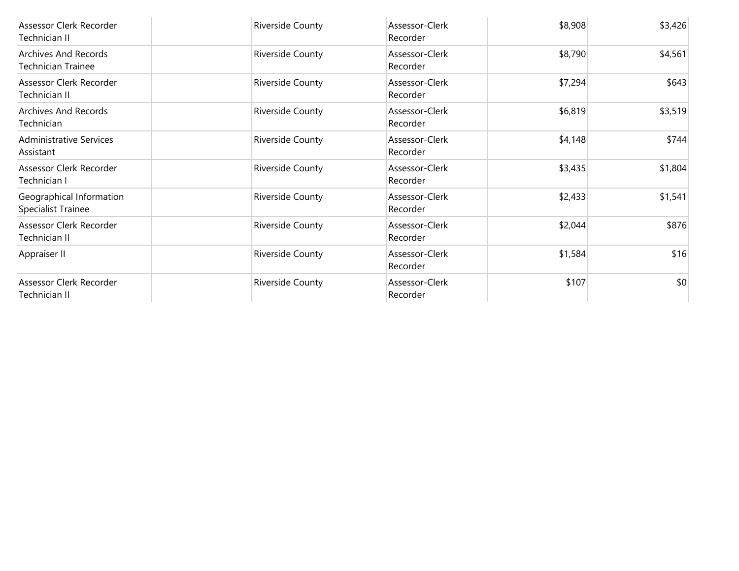| | | | | | |
|---|---|---|---|---|---|
| Assessor Clerk Recorder Technician II | | Riverside County | Assessor-Clerk Recorder | $8,908 | $3,426 |
| Archives And Records Technician Trainee | | Riverside County | Assessor-Clerk Recorder | $8,790 | $4,561 |
| Assessor Clerk Recorder Technician II | | Riverside County | Assessor-Clerk Recorder | $7,294 | $643 |
| Archives And Records Technician | | Riverside County | Assessor-Clerk Recorder | $6,819 | $3,519 |
| Administrative Services Assistant | | Riverside County | Assessor-Clerk Recorder | $4,148 | $744 |
| Assessor Clerk Recorder Technician I | | Riverside County | Assessor-Clerk Recorder | $3,435 | $1,804 |
| Geographical Information Specialist Trainee | | Riverside County | Assessor-Clerk Recorder | $2,433 | $1,541 |
| Assessor Clerk Recorder Technician II | | Riverside County | Assessor-Clerk Recorder | $2,044 | $876 |
| Appraiser II | | Riverside County | Assessor-Clerk Recorder | $1,584 | $16 |
| Assessor Clerk Recorder Technician II | | Riverside County | Assessor-Clerk Recorder | $107 | $0 |